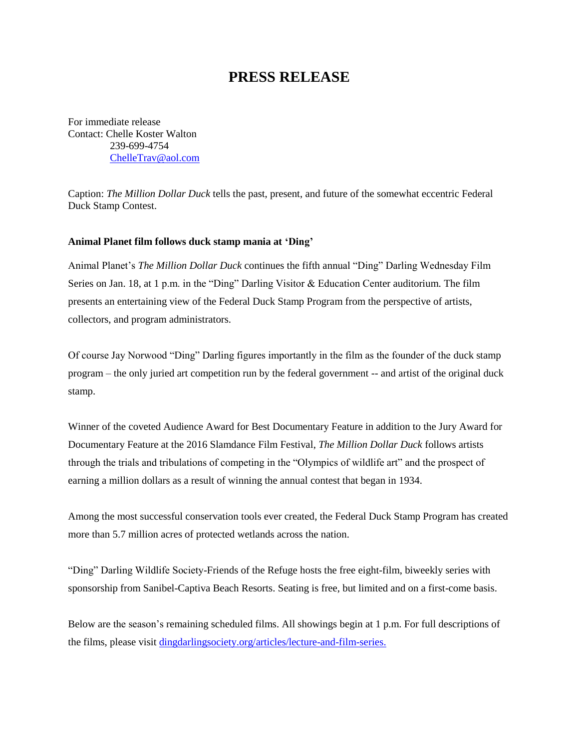# PRESS RELEASE

For immediate release
Contact: Chelle Koster Walton
239-699-4754
ChelleTrav@aol.com

Caption: *The Million Dollar Duck* tells the past, present, and future of the somewhat eccentric Federal Duck Stamp Contest.

**Animal Planet film follows duck stamp mania at 'Ding'**

Animal Planet's *The Million Dollar Duck* continues the fifth annual "Ding" Darling Wednesday Film Series on Jan. 18, at 1 p.m. in the "Ding" Darling Visitor & Education Center auditorium. The film presents an entertaining view of the Federal Duck Stamp Program from the perspective of artists, collectors, and program administrators.

Of course Jay Norwood "Ding" Darling figures importantly in the film as the founder of the duck stamp program – the only juried art competition run by the federal government -- and artist of the original duck stamp.

Winner of the coveted Audience Award for Best Documentary Feature in addition to the Jury Award for Documentary Feature at the 2016 Slamdance Film Festival, *The Million Dollar Duck* follows artists through the trials and tribulations of competing in the "Olympics of wildlife art" and the prospect of earning a million dollars as a result of winning the annual contest that began in 1934.

Among the most successful conservation tools ever created, the Federal Duck Stamp Program has created more than 5.7 million acres of protected wetlands across the nation.

"Ding" Darling Wildlife Society-Friends of the Refuge hosts the free eight-film, biweekly series with sponsorship from Sanibel-Captiva Beach Resorts. Seating is free, but limited and on a first-come basis.

Below are the season's remaining scheduled films. All showings begin at 1 p.m. For full descriptions of the films, please visit dingdarlingsociety.org/articles/lecture-and-film-series.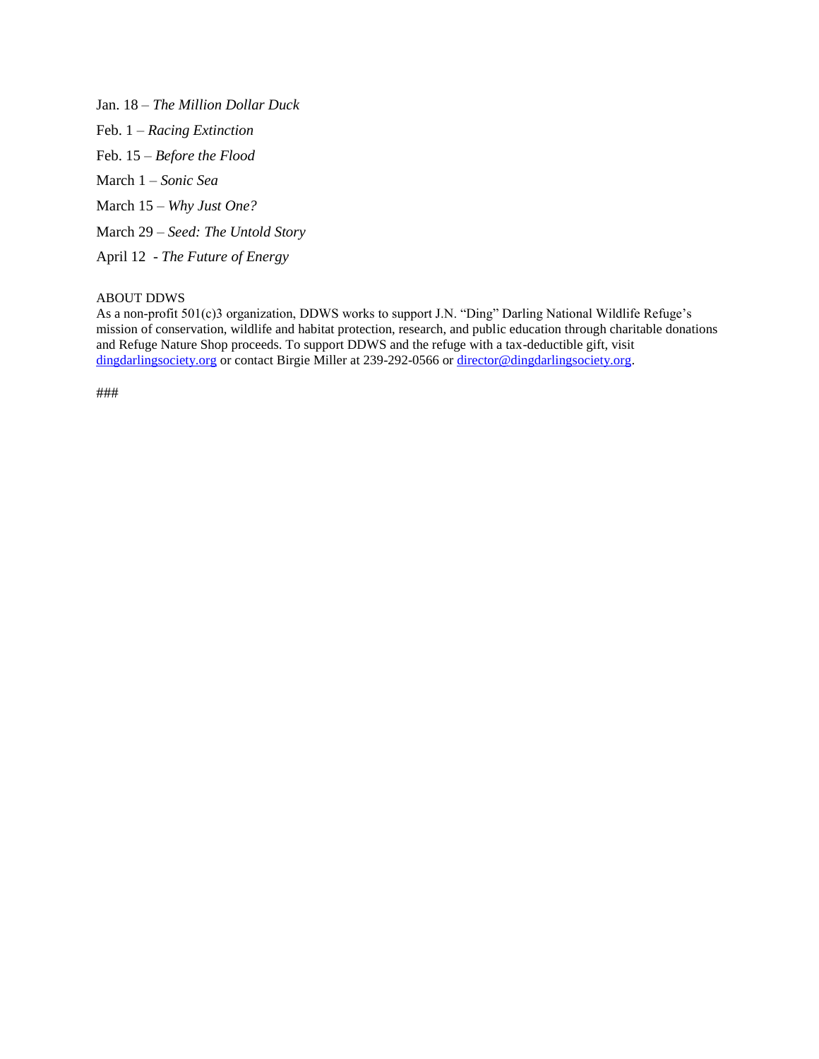Jan. 18 – *The Million Dollar Duck*

Feb. 1 – *Racing Extinction*

Feb. 15 – *Before the Flood*

March 1 – *Sonic Sea*

March 15 – *Why Just One?*

March 29 – *Seed: The Untold Story*

April 12 - *The Future of Energy*

ABOUT DDWS

As a non-profit 501(c)3 organization, DDWS works to support J.N. "Ding" Darling National Wildlife Refuge's mission of conservation, wildlife and habitat protection, research, and public education through charitable donations and Refuge Nature Shop proceeds. To support DDWS and the refuge with a tax-deductible gift, visit dingdarlingsociety.org or contact Birgie Miller at 239-292-0566 or director@dingdarlingsociety.org.

###